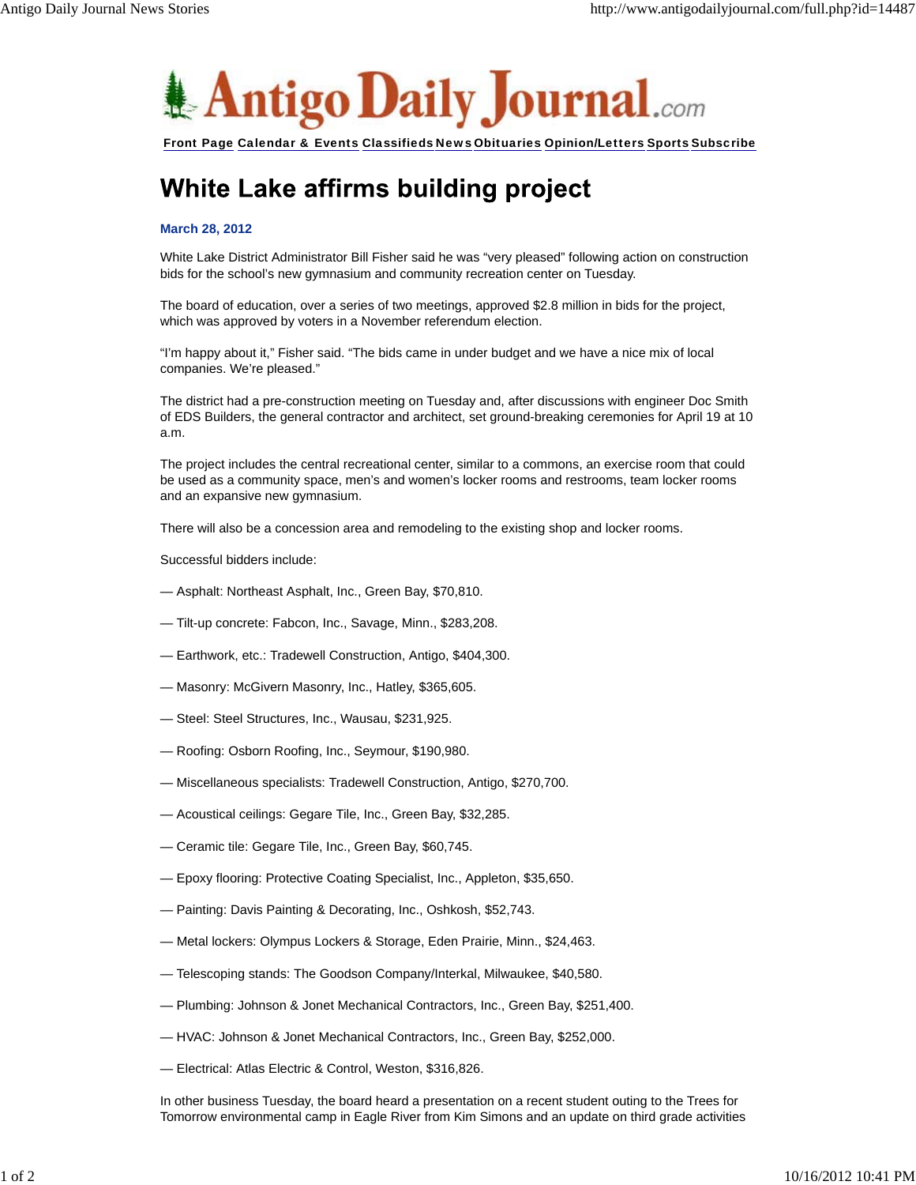# Antigo Daily Journal.com

Front Page Calendar & Events Classifieds News Obituaries Opinion/Letters Sports Subscribe

## White Lake affirms building project

**March 28, 2012**

White Lake District Administrator Bill Fisher said he was "very pleased" following action on construction bids for the school's new gymnasium and community recreation center on Tuesday.

The board of education, over a series of two meetings, approved $2.8 million in bids for the project, which was approved by voters in a November referendum election.

"I'm happy about it," Fisher said. "The bids came in under budget and we have a nice mix of local companies. We're pleased."

The district had a pre-construction meeting on Tuesday and, after discussions with engineer Doc Smith of EDS Builders, the general contractor and architect, set ground-breaking ceremonies for April 19 at 10 a.m.

The project includes the central recreational center, similar to a commons, an exercise room that could be used as a community space, men's and women's locker rooms and restrooms, team locker rooms and an expansive new gymnasium.

There will also be a concession area and remodeling to the existing shop and locker rooms.

Successful bidders include:

— Asphalt: Northeast Asphalt, Inc., Green Bay, $70,810.

— Tilt-up concrete: Fabcon, Inc., Savage, Minn., $283,208.

— Earthwork, etc.: Tradewell Construction, Antigo, $404,300.

— Masonry: McGivern Masonry, Inc., Hatley, $365,605.

— Steel: Steel Structures, Inc., Wausau, $231,925.

— Roofing: Osborn Roofing, Inc., Seymour, $190,980.

— Miscellaneous specialists: Tradewell Construction, Antigo, $270,700.

— Acoustical ceilings: Gegare Tile, Inc., Green Bay, $32,285.

— Ceramic tile: Gegare Tile, Inc., Green Bay, $60,745.

— Epoxy flooring: Protective Coating Specialist, Inc., Appleton, $35,650.

— Painting: Davis Painting & Decorating, Inc., Oshkosh, $52,743.

— Metal lockers: Olympus Lockers & Storage, Eden Prairie, Minn., $24,463.

— Telescoping stands: The Goodson Company/Interkal, Milwaukee, $40,580.

— Plumbing: Johnson & Jonet Mechanical Contractors, Inc., Green Bay, $251,400.

— HVAC: Johnson & Jonet Mechanical Contractors, Inc., Green Bay, $252,000.

— Electrical: Atlas Electric & Control, Weston, $316,826.

In other business Tuesday, the board heard a presentation on a recent student outing to the Trees for Tomorrow environmental camp in Eagle River from Kim Simons and an update on third grade activities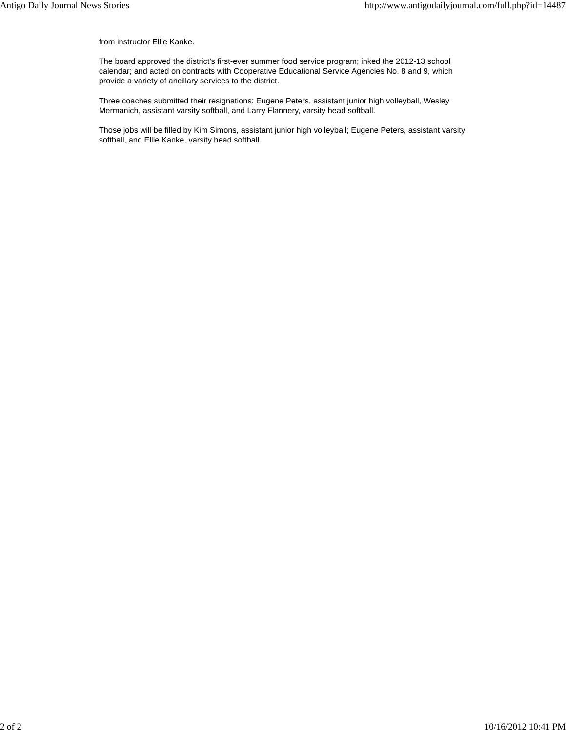from instructor Ellie Kanke.

The board approved the district's first-ever summer food service program; inked the 2012-13 school calendar; and acted on contracts with Cooperative Educational Service Agencies No. 8 and 9, which provide a variety of ancillary services to the district.

Three coaches submitted their resignations: Eugene Peters, assistant junior high volleyball, Wesley Mermanich, assistant varsity softball, and Larry Flannery, varsity head softball.

Those jobs will be filled by Kim Simons, assistant junior high volleyball; Eugene Peters, assistant varsity softball, and Ellie Kanke, varsity head softball.